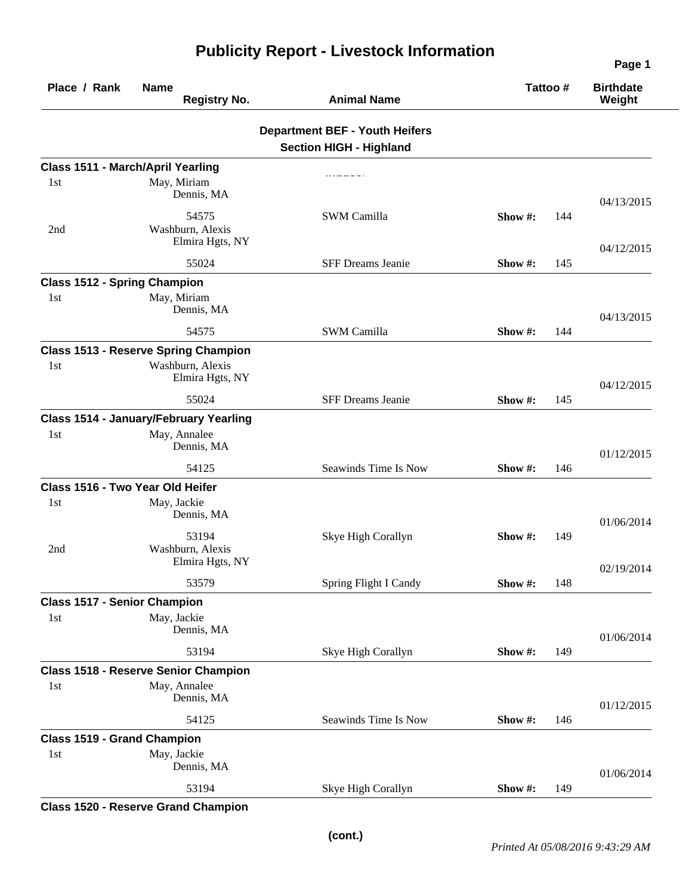# Publicity Report - Livestock Information

| Place / Rank | Name / Registry No. | Animal Name | Tattoo # | | Birthdate / Weight |
|---|---|---|---|---|---|

## Department BEF - Youth Heifers
## Section HIGH - Highland

**Class 1511 - March/April Yearling**

| Place / Rank | Name / Registry No. | Animal Name | Tattoo # | | Birthdate / Weight |
|---|---|---|---|---|---|
| 1st | May, Miriam<br>Dennis, MA | | | | 04/13/2015 |
| | 54575 | SWM Camilla | Show #: | 144 | |
| 2nd | Washburn, Alexis<br>Elmira Hgts, NY | | | | 04/12/2015 |
| | 55024 | SFF Dreams Jeanie | Show #: | 145 | |

**Class 1512 - Spring Champion**

| Place / Rank | Name / Registry No. | Animal Name | Tattoo # | | Birthdate / Weight |
|---|---|---|---|---|---|
| 1st | May, Miriam<br>Dennis, MA | | | | 04/13/2015 |
| | 54575 | SWM Camilla | Show #: | 144 | |

**Class 1513 - Reserve Spring Champion**

| Place / Rank | Name / Registry No. | Animal Name | Tattoo # | | Birthdate / Weight |
|---|---|---|---|---|---|
| 1st | Washburn, Alexis<br>Elmira Hgts, NY | | | | 04/12/2015 |
| | 55024 | SFF Dreams Jeanie | Show #: | 145 | |

**Class 1514 - January/February Yearling**

| Place / Rank | Name / Registry No. | Animal Name | Tattoo # | | Birthdate / Weight |
|---|---|---|---|---|---|
| 1st | May, Annalee<br>Dennis, MA | | | | 01/12/2015 |
| | 54125 | Seawinds Time Is Now | Show #: | 146 | |

**Class 1516 - Two Year Old Heifer**

| Place / Rank | Name / Registry No. | Animal Name | Tattoo # | | Birthdate / Weight |
|---|---|---|---|---|---|
| 1st | May, Jackie<br>Dennis, MA | | | | 01/06/2014 |
| | 53194 | Skye High Corallyn | Show #: | 149 | |
| 2nd | Washburn, Alexis<br>Elmira Hgts, NY | | | | 02/19/2014 |
| | 53579 | Spring Flight I Candy | Show #: | 148 | |

**Class 1517 - Senior Champion**

| Place / Rank | Name / Registry No. | Animal Name | Tattoo # | | Birthdate / Weight |
|---|---|---|---|---|---|
| 1st | May, Jackie<br>Dennis, MA | | | | 01/06/2014 |
| | 53194 | Skye High Corallyn | Show #: | 149 | |

**Class 1518 - Reserve Senior Champion**

| Place / Rank | Name / Registry No. | Animal Name | Tattoo # | | Birthdate / Weight |
|---|---|---|---|---|---|
| 1st | May, Annalee<br>Dennis, MA | | | | 01/12/2015 |
| | 54125 | Seawinds Time Is Now | Show #: | 146 | |

**Class 1519 - Grand Champion**

| Place / Rank | Name / Registry No. | Animal Name | Tattoo # | | Birthdate / Weight |
|---|---|---|---|---|---|
| 1st | May, Jackie<br>Dennis, MA | | | | 01/06/2014 |
| | 53194 | Skye High Corallyn | Show #: | 149 | |

**Class 1520 - Reserve Grand Champion**

(cont.)

*Printed At 05/08/2016 9:43:29 AM*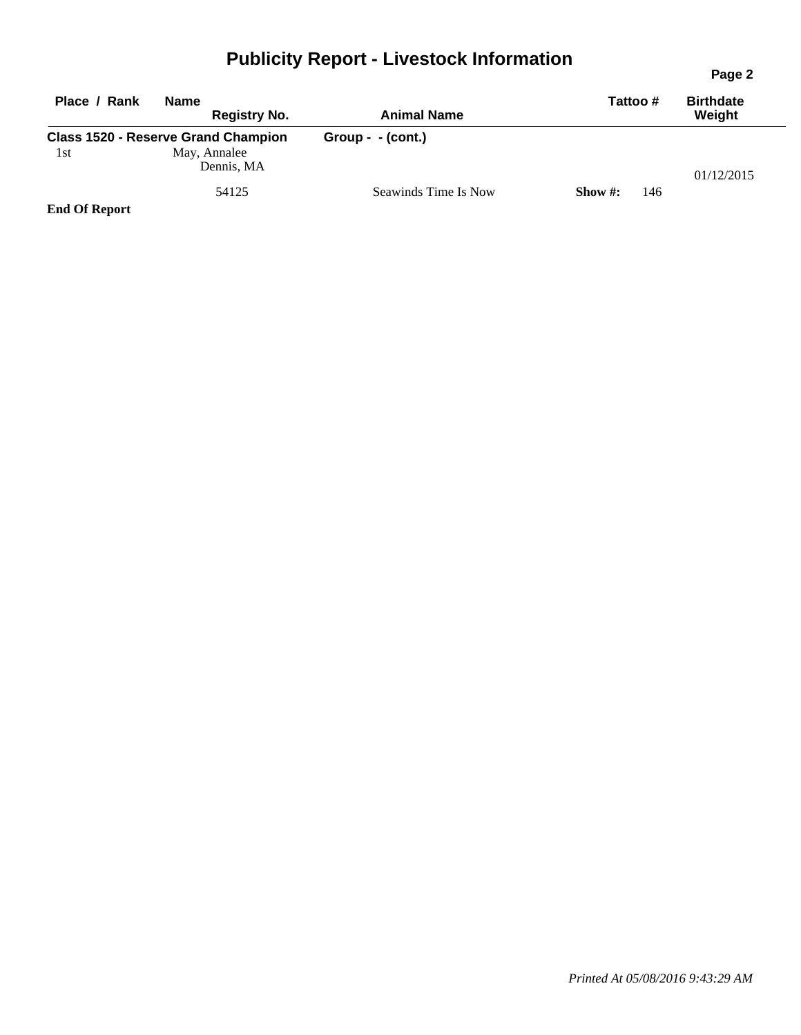# Publicity Report - Livestock Information

| Place / Rank | Name / Registry No. | Animal Name | Tattoo # | Birthdate / Weight |
|---|---|---|---|---|
| **Class 1520 - Reserve Grand Champion** | | **Group - - (cont.)** | | |
| 1st | May, Annalee<br>Dennis, MA | | | 01/12/2015 |
| | 54125 | Seawinds Time Is Now | **Show #:** 146 | |

**End Of Report**

*Printed At 05/08/2016 9:43:29 AM*